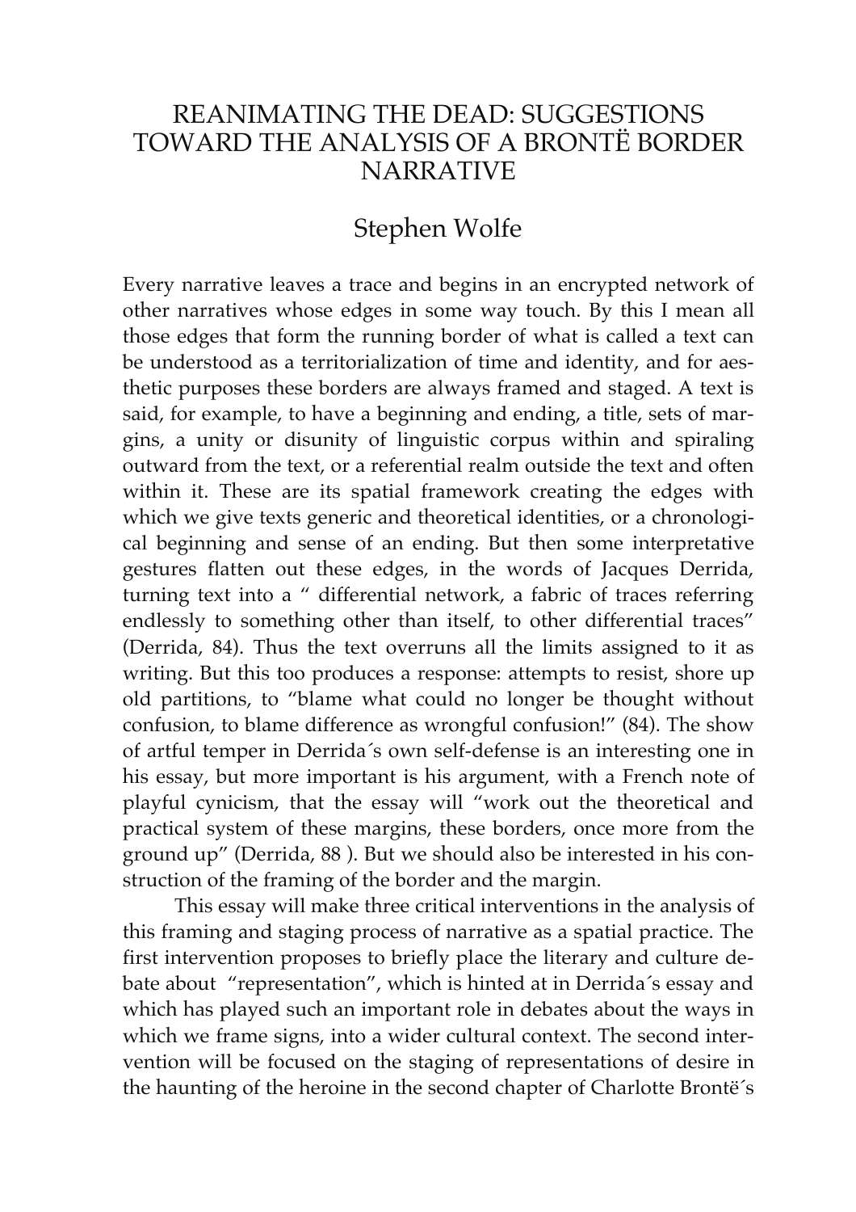# REANIMATING THE DEAD: SUGGESTIONS TOWARD THE ANALYSIS OF A BRONTË BORDER NARRATIVE

## Stephen Wolfe

Every narrative leaves a trace and begins in an encrypted network of other narratives whose edges in some way touch. By this I mean all those edges that form the running border of what is called a text can be understood as a territorialization of time and identity, and for aesthetic purposes these borders are always framed and staged. A text is said, for example, to have a beginning and ending, a title, sets of margins, a unity or disunity of linguistic corpus within and spiraling outward from the text, or a referential realm outside the text and often within it. These are its spatial framework creating the edges with which we give texts generic and theoretical identities, or a chronological beginning and sense of an ending. But then some interpretative gestures flatten out these edges, in the words of Jacques Derrida, turning text into a " differential network, a fabric of traces referring endlessly to something other than itself, to other differential traces" (Derrida, 84). Thus the text overruns all the limits assigned to it as writing. But this too produces a response: attempts to resist, shore up old partitions, to "blame what could no longer be thought without confusion, to blame difference as wrongful confusion!" (84). The show of artful temper in Derrida´s own self-defense is an interesting one in his essay, but more important is his argument, with a French note of playful cynicism, that the essay will "work out the theoretical and practical system of these margins, these borders, once more from the ground up" (Derrida, 88 ). But we should also be interested in his construction of the framing of the border and the margin.

This essay will make three critical interventions in the analysis of this framing and staging process of narrative as a spatial practice. The first intervention proposes to briefly place the literary and culture debate about "representation", which is hinted at in Derrida´s essay and which has played such an important role in debates about the ways in which we frame signs, into a wider cultural context. The second intervention will be focused on the staging of representations of desire in the haunting of the heroine in the second chapter of Charlotte Brontë´s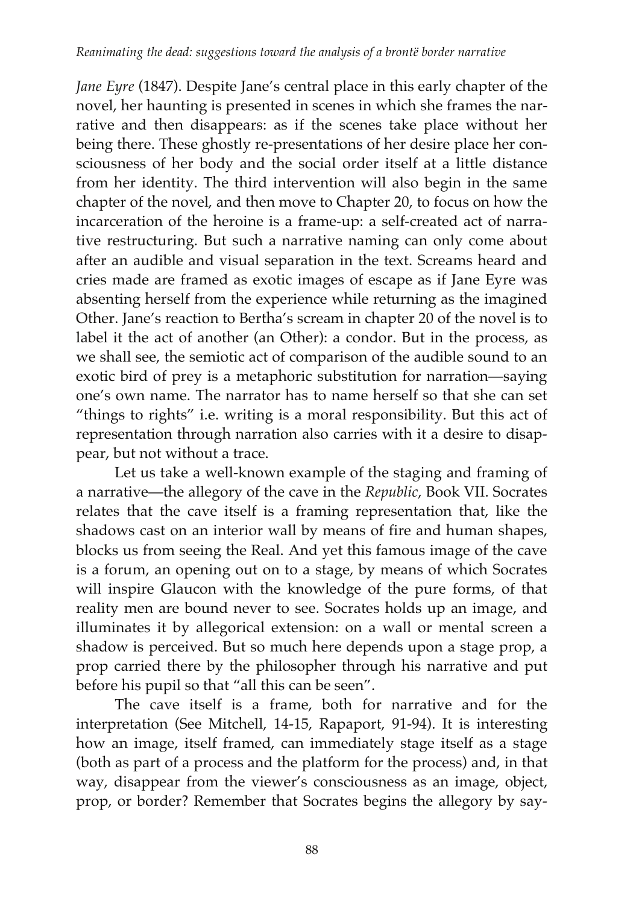*Jane Eyre* (1847). Despite Jane's central place in this early chapter of the novel, her haunting is presented in scenes in which she frames the narrative and then disappears: as if the scenes take place without her being there. These ghostly re-presentations of her desire place her consciousness of her body and the social order itself at a little distance from her identity. The third intervention will also begin in the same chapter of the novel, and then move to Chapter 20, to focus on how the incarceration of the heroine is a frame-up: a self-created act of narrative restructuring. But such a narrative naming can only come about after an audible and visual separation in the text. Screams heard and cries made are framed as exotic images of escape as if Jane Eyre was absenting herself from the experience while returning as the imagined Other. Jane's reaction to Bertha's scream in chapter 20 of the novel is to label it the act of another (an Other): a condor. But in the process, as we shall see, the semiotic act of comparison of the audible sound to an exotic bird of prey is a metaphoric substitution for narration—saying one's own name. The narrator has to name herself so that she can set "things to rights" i.e. writing is a moral responsibility. But this act of representation through narration also carries with it a desire to disappear, but not without a trace.

Let us take a well-known example of the staging and framing of a narrative—the allegory of the cave in the *Republic*, Book VII. Socrates relates that the cave itself is a framing representation that, like the shadows cast on an interior wall by means of fire and human shapes, blocks us from seeing the Real. And yet this famous image of the cave is a forum, an opening out on to a stage, by means of which Socrates will inspire Glaucon with the knowledge of the pure forms, of that reality men are bound never to see. Socrates holds up an image, and illuminates it by allegorical extension: on a wall or mental screen a shadow is perceived. But so much here depends upon a stage prop, a prop carried there by the philosopher through his narrative and put before his pupil so that "all this can be seen".

The cave itself is a frame, both for narrative and for the interpretation (See Mitchell, 14-15, Rapaport, 91-94). It is interesting how an image, itself framed, can immediately stage itself as a stage (both as part of a process and the platform for the process) and, in that way, disappear from the viewer's consciousness as an image, object, prop, or border? Remember that Socrates begins the allegory by say-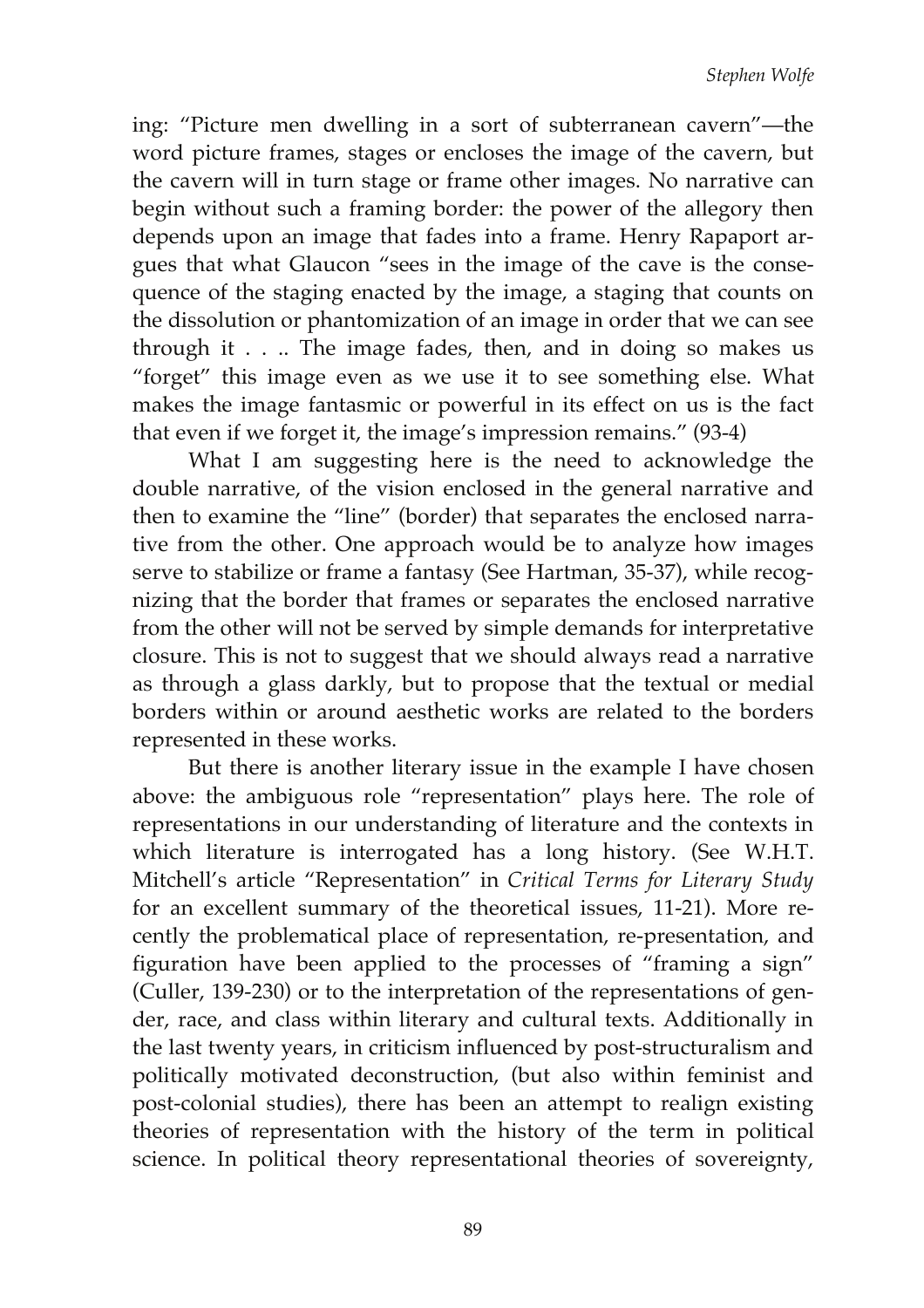ing: "Picture men dwelling in a sort of subterranean cavern"—the word picture frames, stages or encloses the image of the cavern, but the cavern will in turn stage or frame other images. No narrative can begin without such a framing border: the power of the allegory then depends upon an image that fades into a frame. Henry Rapaport argues that what Glaucon "sees in the image of the cave is the consequence of the staging enacted by the image, a staging that counts on the dissolution or phantomization of an image in order that we can see through it . . .. The image fades, then, and in doing so makes us "forget" this image even as we use it to see something else. What makes the image fantasmic or powerful in its effect on us is the fact that even if we forget it, the image's impression remains." (93-4)

What I am suggesting here is the need to acknowledge the double narrative, of the vision enclosed in the general narrative and then to examine the "line" (border) that separates the enclosed narrative from the other. One approach would be to analyze how images serve to stabilize or frame a fantasy (See Hartman, 35-37), while recognizing that the border that frames or separates the enclosed narrative from the other will not be served by simple demands for interpretative closure. This is not to suggest that we should always read a narrative as through a glass darkly, but to propose that the textual or medial borders within or around aesthetic works are related to the borders represented in these works.

But there is another literary issue in the example I have chosen above: the ambiguous role "representation" plays here. The role of representations in our understanding of literature and the contexts in which literature is interrogated has a long history. (See W.H.T. Mitchell's article "Representation" in *Critical Terms for Literary Study* for an excellent summary of the theoretical issues, 11-21). More recently the problematical place of representation, re-presentation, and figuration have been applied to the processes of "framing a sign" (Culler, 139-230) or to the interpretation of the representations of gender, race, and class within literary and cultural texts. Additionally in the last twenty years, in criticism influenced by post-structuralism and politically motivated deconstruction, (but also within feminist and post-colonial studies), there has been an attempt to realign existing theories of representation with the history of the term in political science. In political theory representational theories of sovereignty,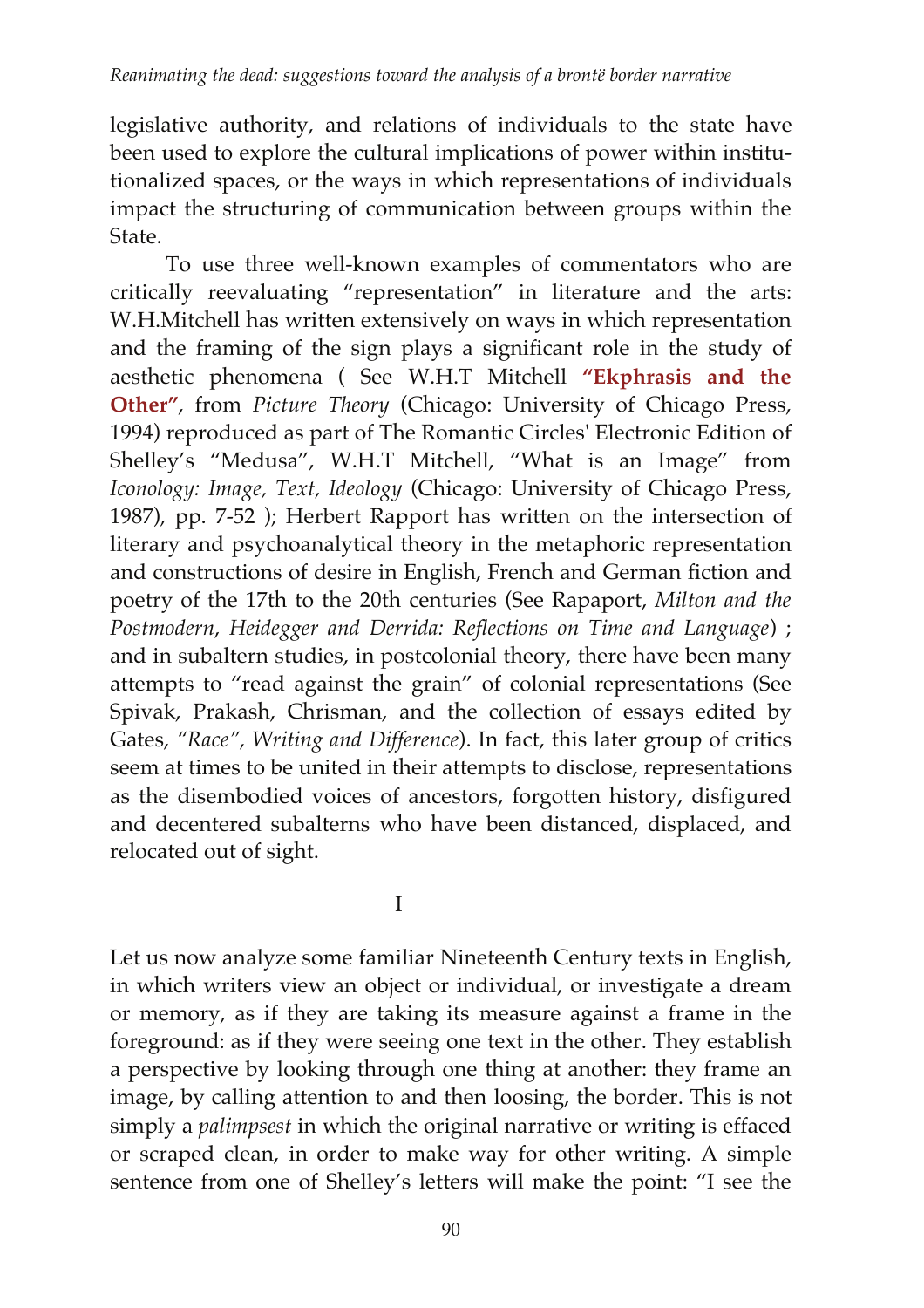legislative authority, and relations of individuals to the state have been used to explore the cultural implications of power within institutionalized spaces, or the ways in which representations of individuals impact the structuring of communication between groups within the State.

To use three well-known examples of commentators who are critically reevaluating "representation" in literature and the arts: W.H.Mitchell has written extensively on ways in which representation and the framing of the sign plays a significant role in the study of aesthetic phenomena ( See W.H.T Mitchell **"Ekphrasis and the Other"**, from *Picture Theory* (Chicago: University of Chicago Press, 1994) reproduced as part of The Romantic Circles' Electronic Edition of Shelley's "Medusa", W.H.T Mitchell, "What is an Image" from *Iconology: Image, Text, Ideology* (Chicago: University of Chicago Press, 1987), pp. 7-52 ); Herbert Rapport has written on the intersection of literary and psychoanalytical theory in the metaphoric representation and constructions of desire in English, French and German fiction and poetry of the 17th to the 20th centuries (See Rapaport, *Milton and the Postmodern*, *Heidegger and Derrida: Reflections on Time and Language*) ; and in subaltern studies, in postcolonial theory, there have been many attempts to "read against the grain" of colonial representations (See Spivak, Prakash, Chrisman, and the collection of essays edited by Gates, *"Race", Writing and Difference*). In fact, this later group of critics seem at times to be united in their attempts to disclose, representations as the disembodied voices of ancestors, forgotten history, disfigured and decentered subalterns who have been distanced, displaced, and relocated out of sight.

## I

Let us now analyze some familiar Nineteenth Century texts in English, in which writers view an object or individual, or investigate a dream or memory, as if they are taking its measure against a frame in the foreground: as if they were seeing one text in the other. They establish a perspective by looking through one thing at another: they frame an image, by calling attention to and then loosing, the border. This is not simply a *palimpsest* in which the original narrative or writing is effaced or scraped clean, in order to make way for other writing. A simple sentence from one of Shelley's letters will make the point: "I see the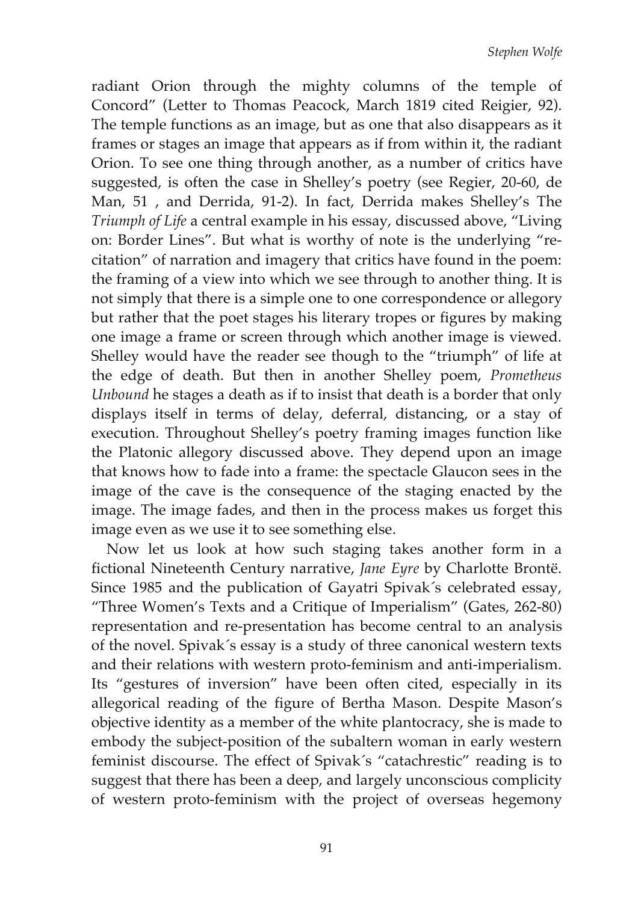radiant Orion through the mighty columns of the temple of Concord" (Letter to Thomas Peacock, March 1819 cited Reigier, 92). The temple functions as an image, but as one that also disappears as it frames or stages an image that appears as if from within it, the radiant Orion. To see one thing through another, as a number of critics have suggested, is often the case in Shelley's poetry (see Regier, 20-60, de Man, 51 , and Derrida, 91-2). In fact, Derrida makes Shelley's The *Triumph of Life* a central example in his essay, discussed above, "Living on: Border Lines". But what is worthy of note is the underlying "re-citation" of narration and imagery that critics have found in the poem: the framing of a view into which we see through to another thing. It is not simply that there is a simple one to one correspondence or allegory but rather that the poet stages his literary tropes or figures by making one image a frame or screen through which another image is viewed. Shelley would have the reader see though to the "triumph" of life at the edge of death. But then in another Shelley poem, *Prometheus Unbound* he stages a death as if to insist that death is a border that only displays itself in terms of delay, deferral, distancing, or a stay of execution. Throughout Shelley's poetry framing images function like the Platonic allegory discussed above. They depend upon an image that knows how to fade into a frame: the spectacle Glaucon sees in the image of the cave is the consequence of the staging enacted by the image. The image fades, and then in the process makes us forget this image even as we use it to see something else.

Now let us look at how such staging takes another form in a fictional Nineteenth Century narrative, *Jane Eyre* by Charlotte Brontë. Since 1985 and the publication of Gayatri Spivak´s celebrated essay, "Three Women's Texts and a Critique of Imperialism" (Gates, 262-80) representation and re-presentation has become central to an analysis of the novel. Spivak´s essay is a study of three canonical western texts and their relations with western proto-feminism and anti-imperialism. Its "gestures of inversion" have been often cited, especially in its allegorical reading of the figure of Bertha Mason. Despite Mason's objective identity as a member of the white plantocracy, she is made to embody the subject-position of the subaltern woman in early western feminist discourse. The effect of Spivak´s "catachrestic" reading is to suggest that there has been a deep, and largely unconscious complicity of western proto-feminism with the project of overseas hegemony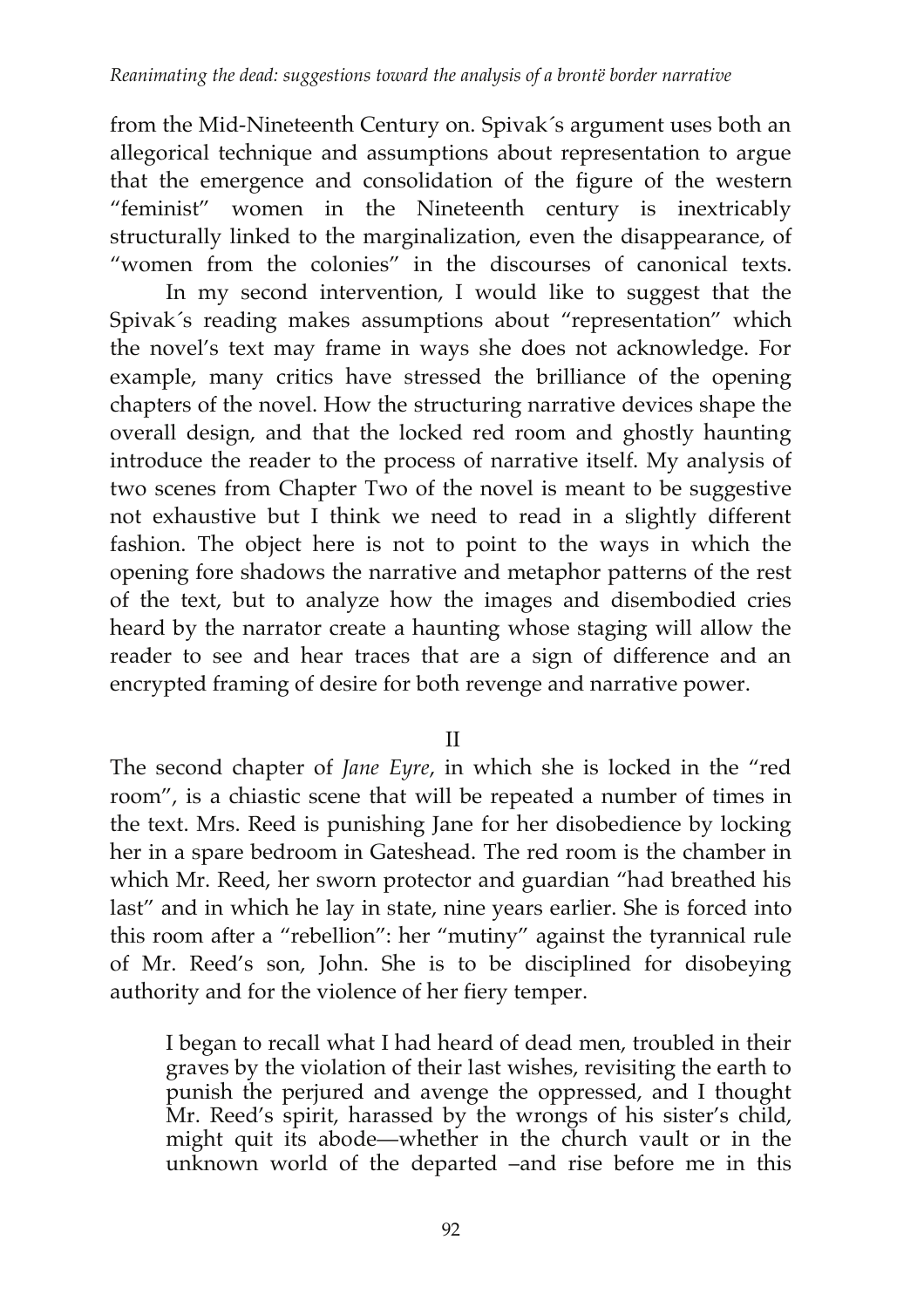from the Mid-Nineteenth Century on. Spivak´s argument uses both an allegorical technique and assumptions about representation to argue that the emergence and consolidation of the figure of the western "feminist" women in the Nineteenth century is inextricably structurally linked to the marginalization, even the disappearance, of "women from the colonies" in the discourses of canonical texts.

In my second intervention, I would like to suggest that the Spivak´s reading makes assumptions about "representation" which the novel's text may frame in ways she does not acknowledge. For example, many critics have stressed the brilliance of the opening chapters of the novel. How the structuring narrative devices shape the overall design, and that the locked red room and ghostly haunting introduce the reader to the process of narrative itself. My analysis of two scenes from Chapter Two of the novel is meant to be suggestive not exhaustive but I think we need to read in a slightly different fashion. The object here is not to point to the ways in which the opening fore shadows the narrative and metaphor patterns of the rest of the text, but to analyze how the images and disembodied cries heard by the narrator create a haunting whose staging will allow the reader to see and hear traces that are a sign of difference and an encrypted framing of desire for both revenge and narrative power.

## II

The second chapter of *Jane Eyre*, in which she is locked in the "red room", is a chiastic scene that will be repeated a number of times in the text. Mrs. Reed is punishing Jane for her disobedience by locking her in a spare bedroom in Gateshead. The red room is the chamber in which Mr. Reed, her sworn protector and guardian "had breathed his last" and in which he lay in state, nine years earlier. She is forced into this room after a "rebellion": her "mutiny" against the tyrannical rule of Mr. Reed's son, John. She is to be disciplined for disobeying authority and for the violence of her fiery temper.

> I began to recall what I had heard of dead men, troubled in their graves by the violation of their last wishes, revisiting the earth to punish the perjured and avenge the oppressed, and I thought Mr. Reed's spirit, harassed by the wrongs of his sister's child, might quit its abode—whether in the church vault or in the unknown world of the departed –and rise before me in this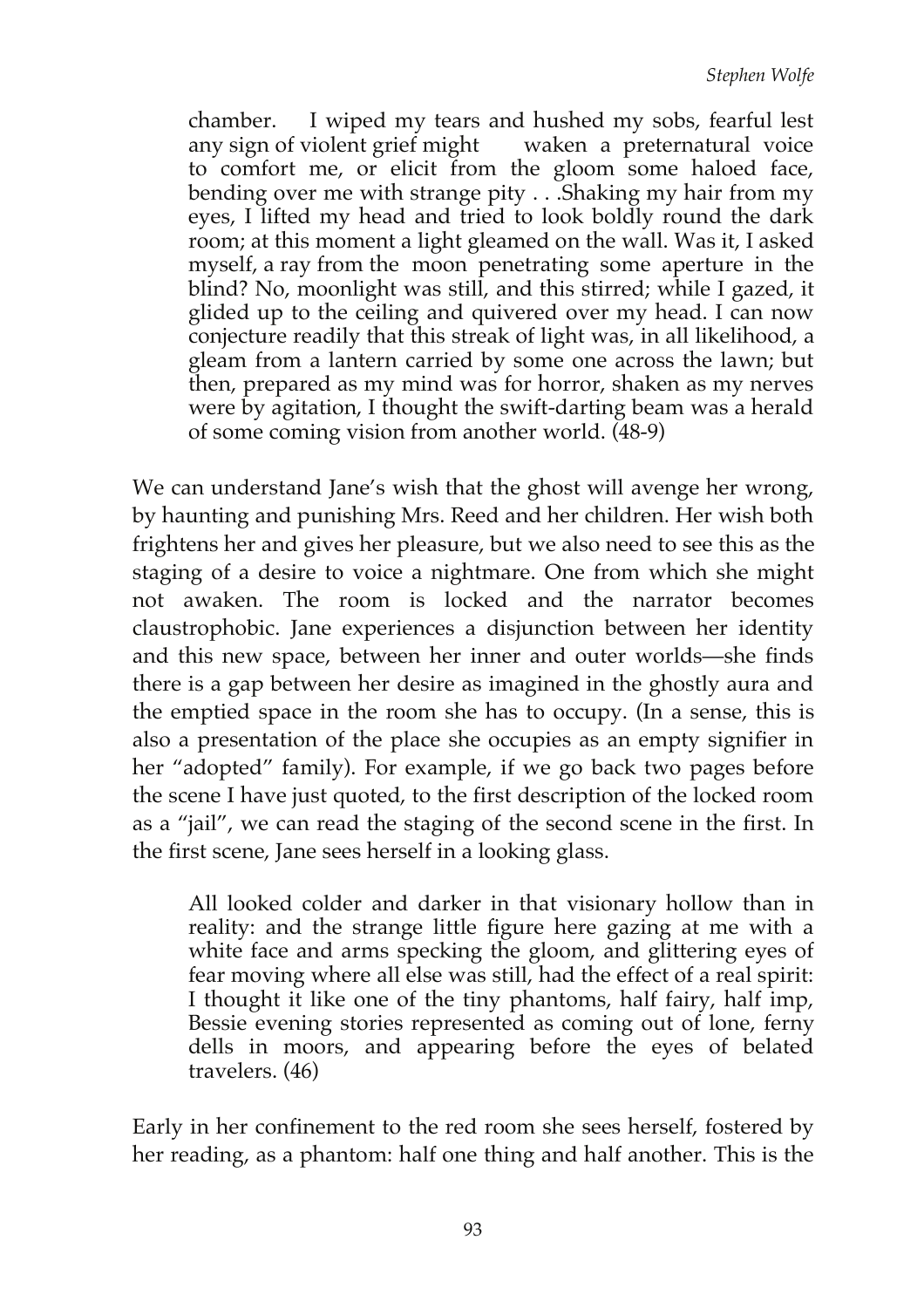> chamber. I wiped my tears and hushed my sobs, fearful lest any sign of violent grief might waken a preternatural voice to comfort me, or elicit from the gloom some haloed face, bending over me with strange pity . . .Shaking my hair from my eyes, I lifted my head and tried to look boldly round the dark room; at this moment a light gleamed on the wall. Was it, I asked myself, a ray from the moon penetrating some aperture in the blind? No, moonlight was still, and this stirred; while I gazed, it glided up to the ceiling and quivered over my head. I can now conjecture readily that this streak of light was, in all likelihood, a gleam from a lantern carried by some one across the lawn; but then, prepared as my mind was for horror, shaken as my nerves were by agitation, I thought the swift-darting beam was a herald of some coming vision from another world. (48-9)

We can understand Jane's wish that the ghost will avenge her wrong, by haunting and punishing Mrs. Reed and her children. Her wish both frightens her and gives her pleasure, but we also need to see this as the staging of a desire to voice a nightmare. One from which she might not awaken. The room is locked and the narrator becomes claustrophobic. Jane experiences a disjunction between her identity and this new space, between her inner and outer worlds—she finds there is a gap between her desire as imagined in the ghostly aura and the emptied space in the room she has to occupy. (In a sense, this is also a presentation of the place she occupies as an empty signifier in her "adopted" family). For example, if we go back two pages before the scene I have just quoted, to the first description of the locked room as a "jail", we can read the staging of the second scene in the first. In the first scene, Jane sees herself in a looking glass.

> All looked colder and darker in that visionary hollow than in reality: and the strange little figure here gazing at me with a white face and arms specking the gloom, and glittering eyes of fear moving where all else was still, had the effect of a real spirit: I thought it like one of the tiny phantoms, half fairy, half imp, Bessie evening stories represented as coming out of lone, ferny dells in moors, and appearing before the eyes of belated travelers. (46)

Early in her confinement to the red room she sees herself, fostered by her reading, as a phantom: half one thing and half another. This is the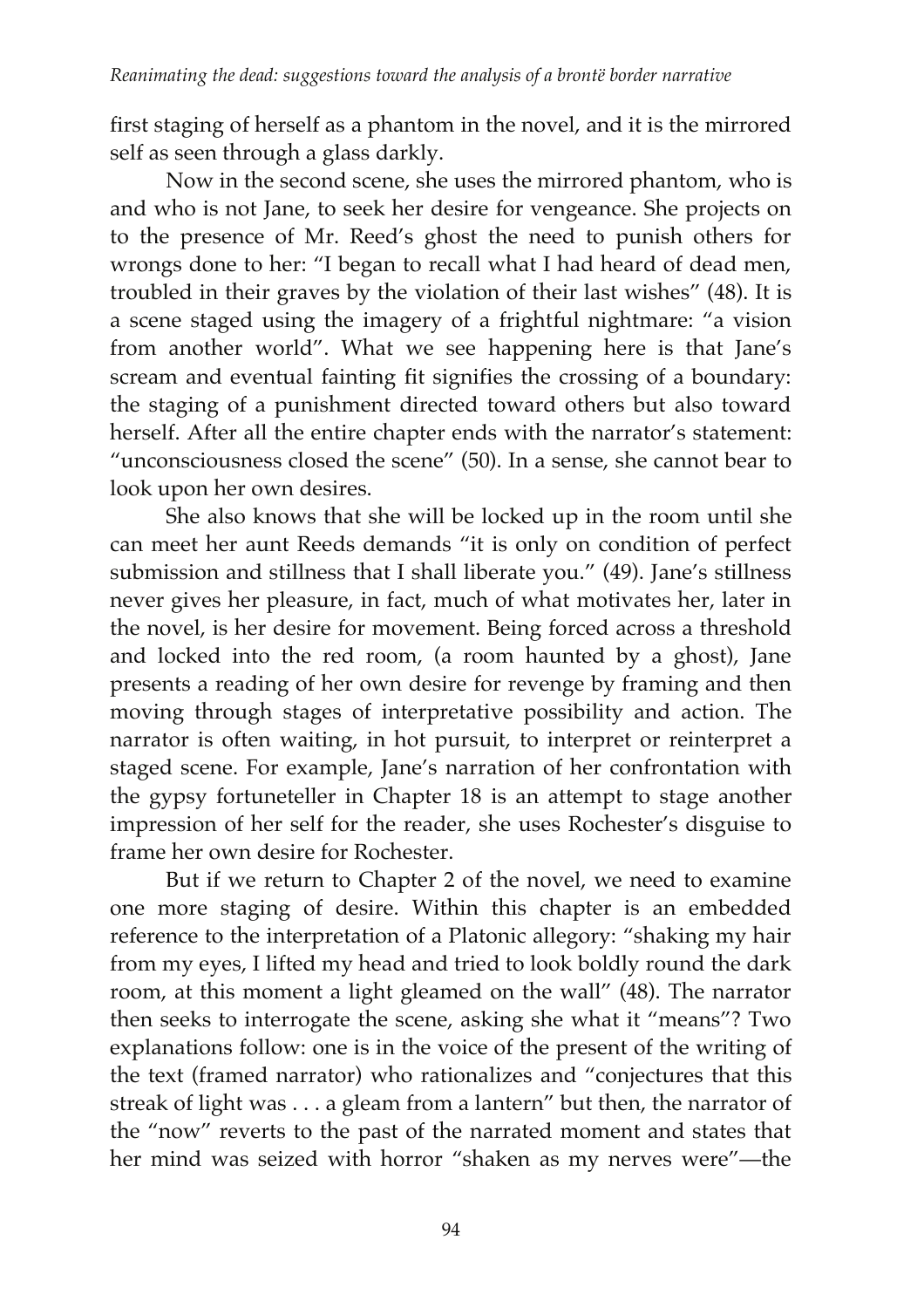first staging of herself as a phantom in the novel, and it is the mirrored self as seen through a glass darkly.

Now in the second scene, she uses the mirrored phantom, who is and who is not Jane, to seek her desire for vengeance. She projects on to the presence of Mr. Reed's ghost the need to punish others for wrongs done to her: "I began to recall what I had heard of dead men, troubled in their graves by the violation of their last wishes" (48). It is a scene staged using the imagery of a frightful nightmare: "a vision from another world". What we see happening here is that Jane's scream and eventual fainting fit signifies the crossing of a boundary: the staging of a punishment directed toward others but also toward herself. After all the entire chapter ends with the narrator's statement: "unconsciousness closed the scene" (50). In a sense, she cannot bear to look upon her own desires.

She also knows that she will be locked up in the room until she can meet her aunt Reeds demands "it is only on condition of perfect submission and stillness that I shall liberate you." (49). Jane's stillness never gives her pleasure, in fact, much of what motivates her, later in the novel, is her desire for movement. Being forced across a threshold and locked into the red room, (a room haunted by a ghost), Jane presents a reading of her own desire for revenge by framing and then moving through stages of interpretative possibility and action. The narrator is often waiting, in hot pursuit, to interpret or reinterpret a staged scene. For example, Jane's narration of her confrontation with the gypsy fortuneteller in Chapter 18 is an attempt to stage another impression of her self for the reader, she uses Rochester's disguise to frame her own desire for Rochester.

But if we return to Chapter 2 of the novel, we need to examine one more staging of desire. Within this chapter is an embedded reference to the interpretation of a Platonic allegory: "shaking my hair from my eyes, I lifted my head and tried to look boldly round the dark room, at this moment a light gleamed on the wall" (48). The narrator then seeks to interrogate the scene, asking she what it "means"? Two explanations follow: one is in the voice of the present of the writing of the text (framed narrator) who rationalizes and "conjectures that this streak of light was . . . a gleam from a lantern" but then, the narrator of the "now" reverts to the past of the narrated moment and states that her mind was seized with horror "shaken as my nerves were"—the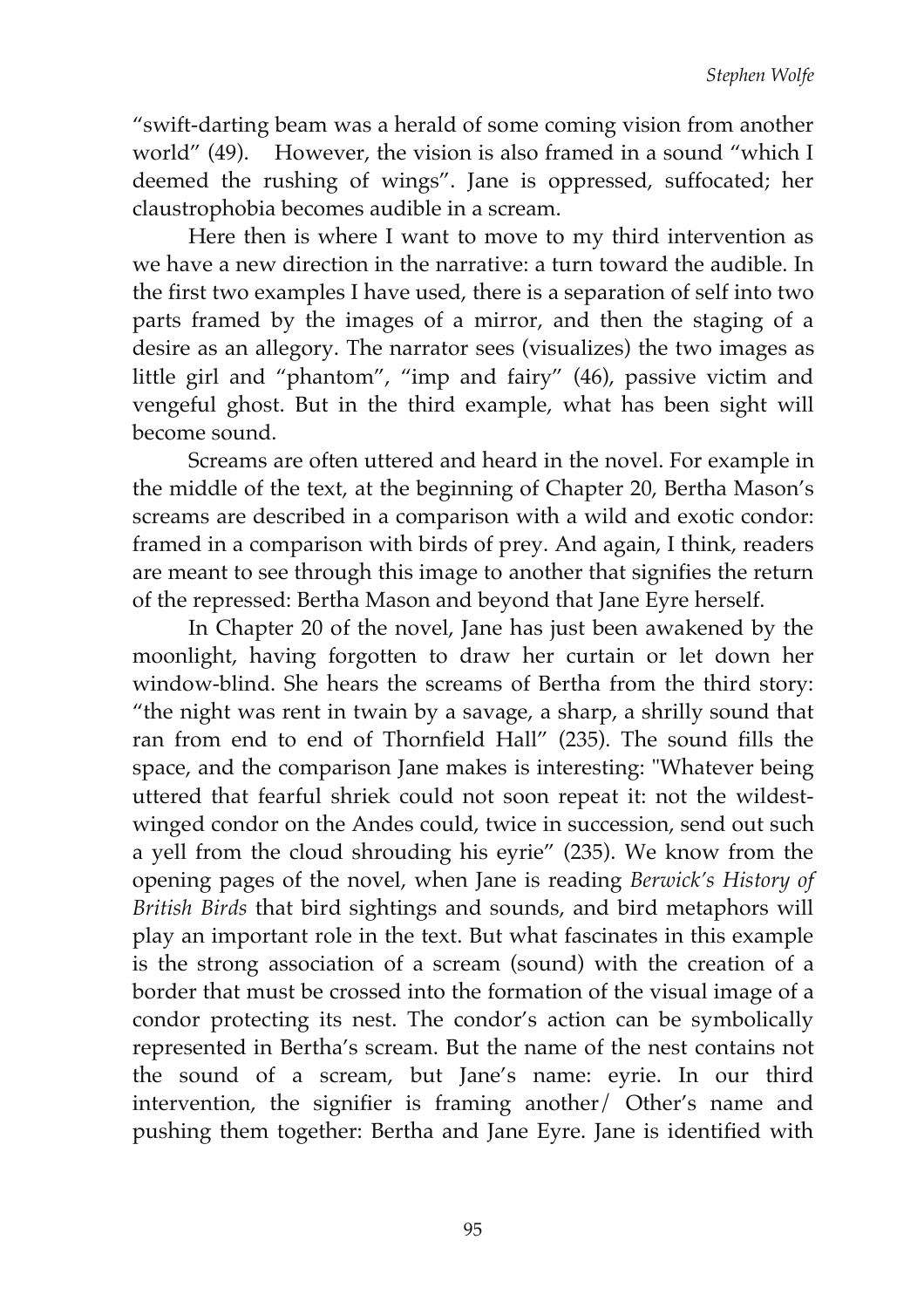"swift-darting beam was a herald of some coming vision from another world" (49). However, the vision is also framed in a sound "which I deemed the rushing of wings". Jane is oppressed, suffocated; her claustrophobia becomes audible in a scream.

Here then is where I want to move to my third intervention as we have a new direction in the narrative: a turn toward the audible. In the first two examples I have used, there is a separation of self into two parts framed by the images of a mirror, and then the staging of a desire as an allegory. The narrator sees (visualizes) the two images as little girl and "phantom", "imp and fairy" (46), passive victim and vengeful ghost. But in the third example, what has been sight will become sound.

Screams are often uttered and heard in the novel. For example in the middle of the text, at the beginning of Chapter 20, Bertha Mason's screams are described in a comparison with a wild and exotic condor: framed in a comparison with birds of prey. And again, I think, readers are meant to see through this image to another that signifies the return of the repressed: Bertha Mason and beyond that Jane Eyre herself.

In Chapter 20 of the novel, Jane has just been awakened by the moonlight, having forgotten to draw her curtain or let down her window-blind. She hears the screams of Bertha from the third story: "the night was rent in twain by a savage, a sharp, a shrilly sound that ran from end to end of Thornfield Hall" (235). The sound fills the space, and the comparison Jane makes is interesting: "Whatever being uttered that fearful shriek could not soon repeat it: not the wildest-winged condor on the Andes could, twice in succession, send out such a yell from the cloud shrouding his eyrie" (235). We know from the opening pages of the novel, when Jane is reading *Berwick's History of British Birds* that bird sightings and sounds, and bird metaphors will play an important role in the text. But what fascinates in this example is the strong association of a scream (sound) with the creation of a border that must be crossed into the formation of the visual image of a condor protecting its nest. The condor's action can be symbolically represented in Bertha's scream. But the name of the nest contains not the sound of a scream, but Jane's name: eyrie. In our third intervention, the signifier is framing another/ Other's name and pushing them together: Bertha and Jane Eyre. Jane is identified with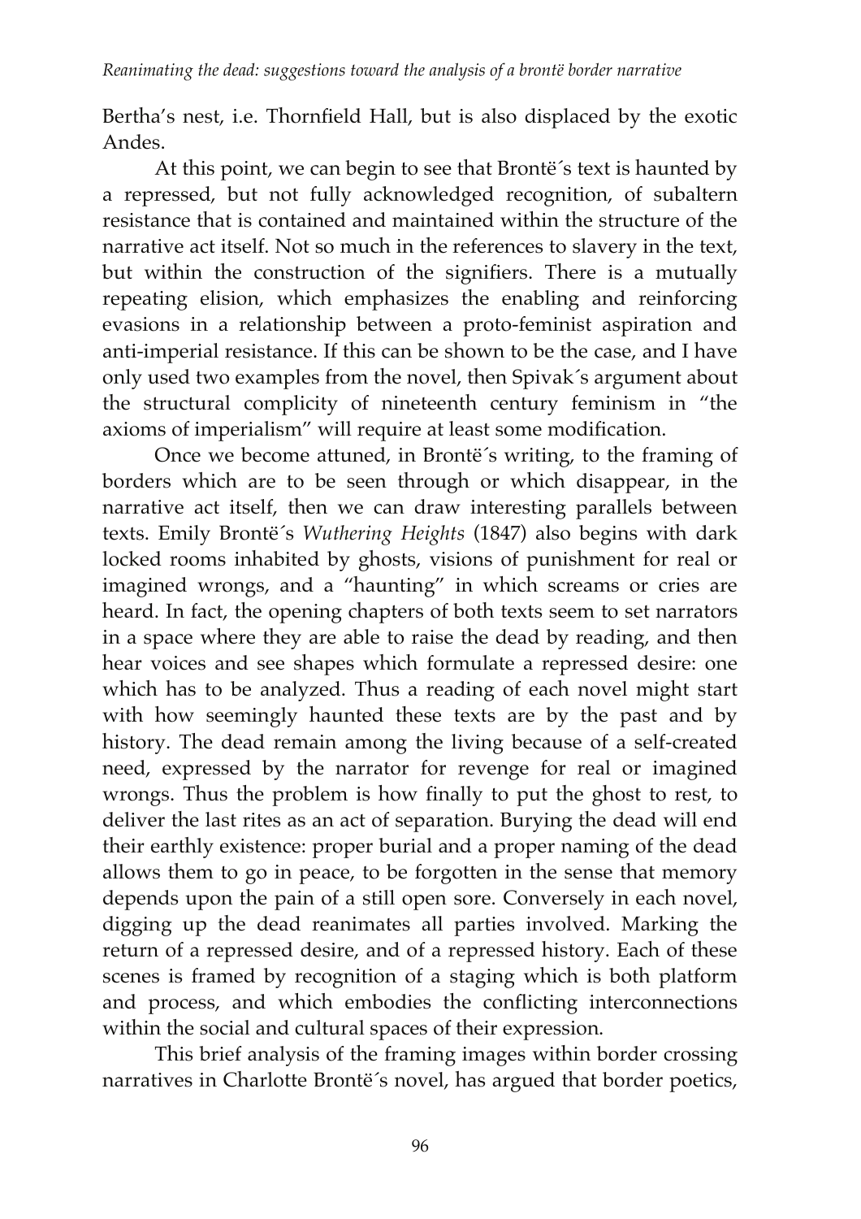Bertha's nest, i.e. Thornfield Hall, but is also displaced by the exotic Andes.

At this point, we can begin to see that Brontë´s text is haunted by a repressed, but not fully acknowledged recognition, of subaltern resistance that is contained and maintained within the structure of the narrative act itself. Not so much in the references to slavery in the text, but within the construction of the signifiers. There is a mutually repeating elision, which emphasizes the enabling and reinforcing evasions in a relationship between a proto-feminist aspiration and anti-imperial resistance. If this can be shown to be the case, and I have only used two examples from the novel, then Spivak´s argument about the structural complicity of nineteenth century feminism in "the axioms of imperialism" will require at least some modification.

Once we become attuned, in Brontë´s writing, to the framing of borders which are to be seen through or which disappear, in the narrative act itself, then we can draw interesting parallels between texts. Emily Brontë´s *Wuthering Heights* (1847) also begins with dark locked rooms inhabited by ghosts, visions of punishment for real or imagined wrongs, and a "haunting" in which screams or cries are heard. In fact, the opening chapters of both texts seem to set narrators in a space where they are able to raise the dead by reading, and then hear voices and see shapes which formulate a repressed desire: one which has to be analyzed. Thus a reading of each novel might start with how seemingly haunted these texts are by the past and by history. The dead remain among the living because of a self-created need, expressed by the narrator for revenge for real or imagined wrongs. Thus the problem is how finally to put the ghost to rest, to deliver the last rites as an act of separation. Burying the dead will end their earthly existence: proper burial and a proper naming of the dead allows them to go in peace, to be forgotten in the sense that memory depends upon the pain of a still open sore. Conversely in each novel, digging up the dead reanimates all parties involved. Marking the return of a repressed desire, and of a repressed history. Each of these scenes is framed by recognition of a staging which is both platform and process, and which embodies the conflicting interconnections within the social and cultural spaces of their expression.

This brief analysis of the framing images within border crossing narratives in Charlotte Brontë´s novel, has argued that border poetics,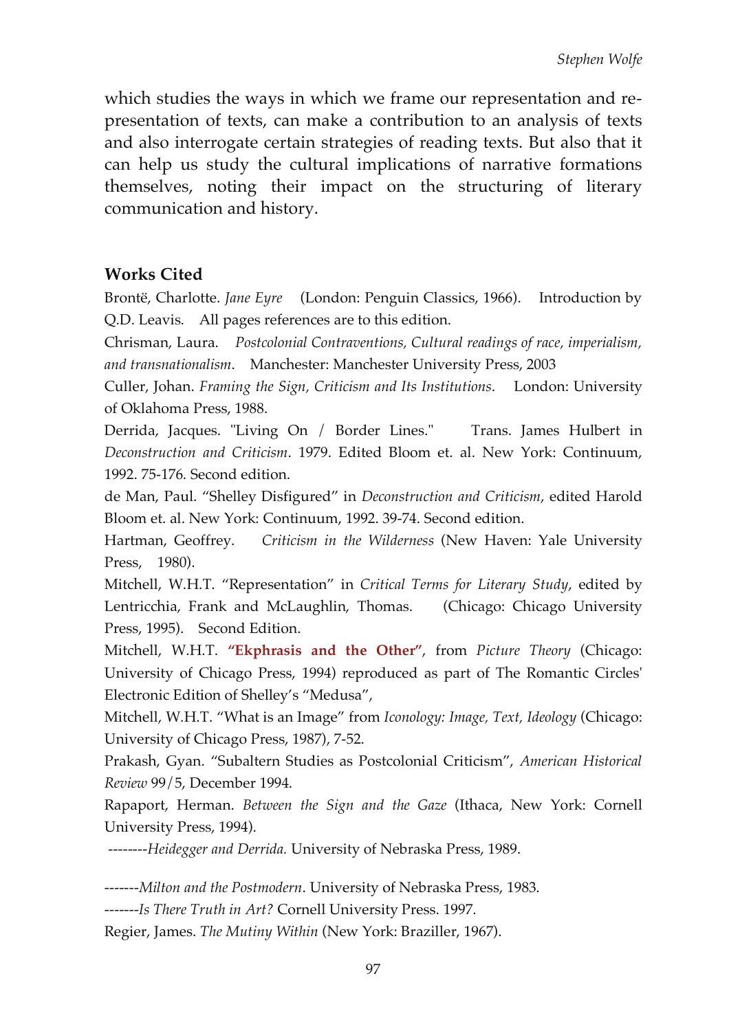which studies the ways in which we frame our representation and re-presentation of texts, can make a contribution to an analysis of texts and also interrogate certain strategies of reading texts. But also that it can help us study the cultural implications of narrative formations themselves, noting their impact on the structuring of literary communication and history.

## Works Cited

Brontë, Charlotte. *Jane Eyre* (London: Penguin Classics, 1966). Introduction by Q.D. Leavis. All pages references are to this edition.

Chrisman, Laura. *Postcolonial Contraventions, Cultural readings of race, imperialism, and transnationalism*. Manchester: Manchester University Press, 2003

Culler, Johan. *Framing the Sign, Criticism and Its Institutions*. London: University of Oklahoma Press, 1988.

Derrida, Jacques. "Living On / Border Lines." Trans. James Hulbert in *Deconstruction and Criticism*. 1979. Edited Bloom et. al. New York: Continuum, 1992. 75-176. Second edition.

de Man, Paul. "Shelley Disfigured" in *Deconstruction and Criticism*, edited Harold Bloom et. al. New York: Continuum, 1992. 39-74. Second edition.

Hartman, Geoffrey. *Criticism in the Wilderness* (New Haven: Yale University Press, 1980).

Mitchell, W.H.T. "Representation" in *Critical Terms for Literary Study*, edited by Lentricchia, Frank and McLaughlin, Thomas. (Chicago: Chicago University Press, 1995). Second Edition.

Mitchell, W.H.T. **"Ekphrasis and the Other"**, from *Picture Theory* (Chicago: University of Chicago Press, 1994) reproduced as part of The Romantic Circles' Electronic Edition of Shelley's "Medusa",

Mitchell, W.H.T. "What is an Image" from *Iconology: Image, Text, Ideology* (Chicago: University of Chicago Press, 1987), 7-52.

Prakash, Gyan. "Subaltern Studies as Postcolonial Criticism", *American Historical Review* 99/5, December 1994.

Rapaport, Herman. *Between the Sign and the Gaze* (Ithaca, New York: Cornell University Press, 1994).

--------*Heidegger and Derrida.* University of Nebraska Press, 1989.

-------*Milton and the Postmodern*. University of Nebraska Press, 1983.

-------*Is There Truth in Art?* Cornell University Press. 1997.

Regier, James. *The Mutiny Within* (New York: Braziller, 1967).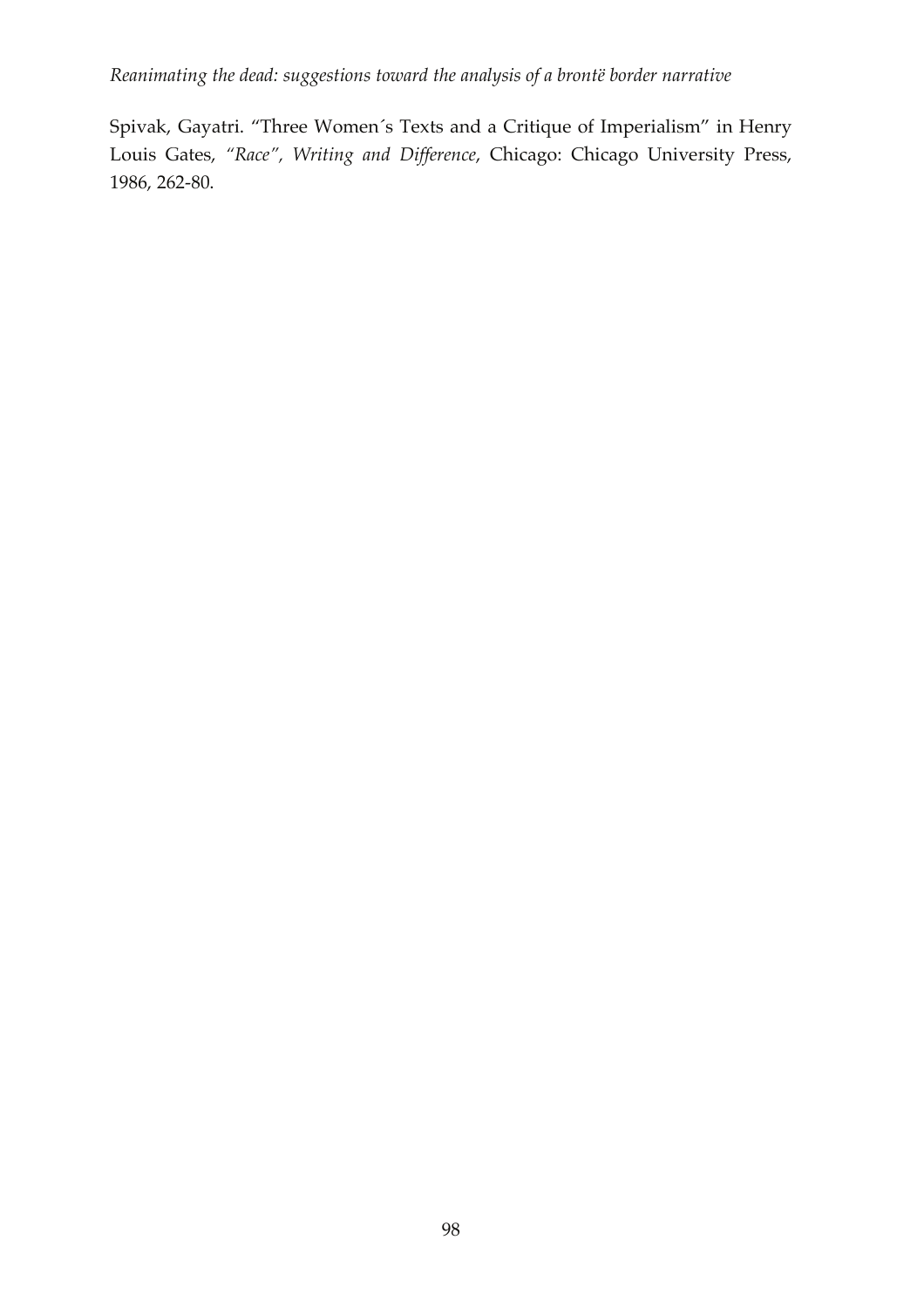Spivak, Gayatri. "Three Women´s Texts and a Critique of Imperialism" in Henry Louis Gates, *"Race", Writing and Difference*, Chicago: Chicago University Press, 1986, 262-80.